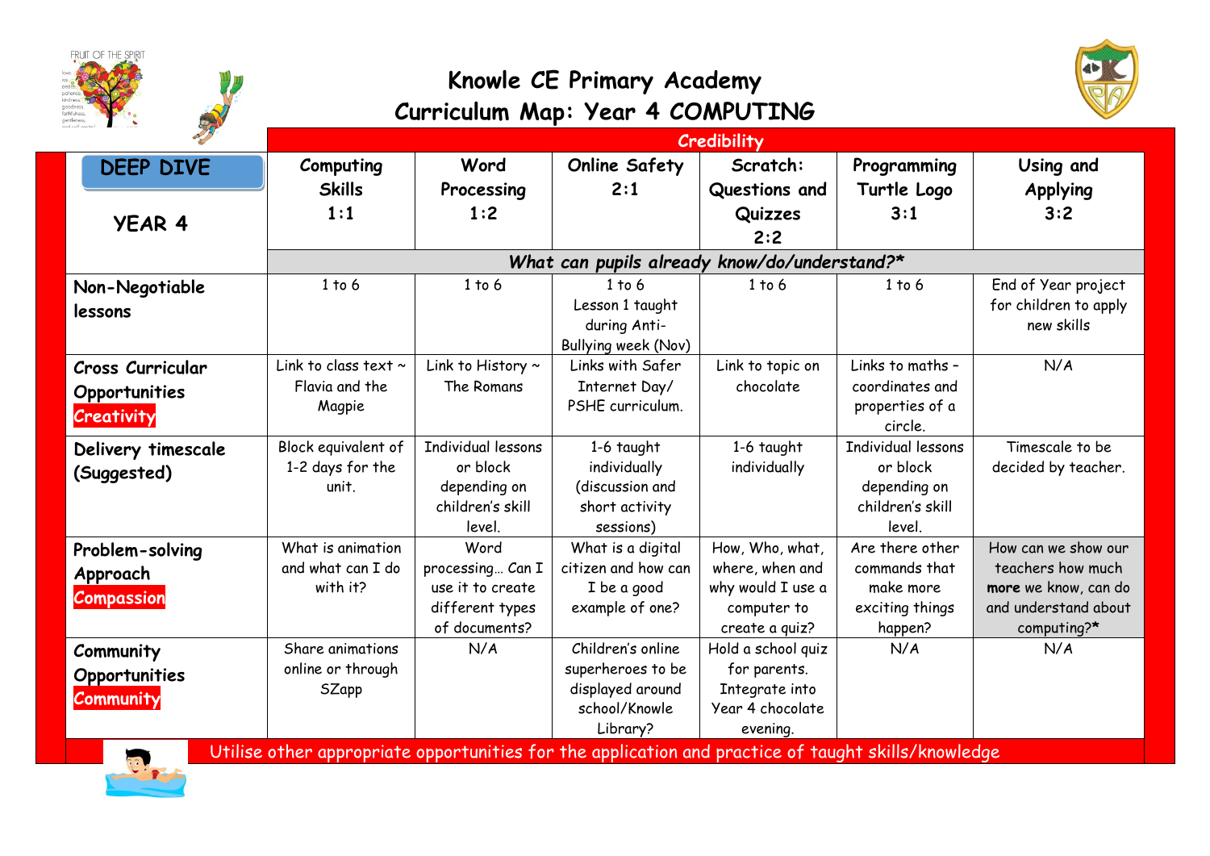# Knowle CE Primary Academy
## Curriculum Map: Year 4 COMPUTING

| DEEP DIVE YEAR 4 | Computing Skills 1:1 | Word Processing 1:2 | Online Safety 2:1 | Scratch: Questions and Quizzes 2:2 | Programming Turtle Logo 3:1 | Using and Applying 3:2 |
|---|---|---|---|---|---|---|
| | **Credibility** | | | | | |
| | *What can pupils already know/do/understand?** | | | | | |
| **Non-Negotiable lessons** | 1 to 6 | 1 to 6 | 1 to 6 Lesson 1 taught during Anti-Bullying week (Nov) | 1 to 6 | 1 to 6 | End of Year project for children to apply new skills |
| **Cross Curricular Opportunities Creativity** | Link to class text ~ Flavia and the Magpie | Link to History ~ The Romans | Links with Safer Internet Day/ PSHE curriculum. | Link to topic on chocolate | Links to maths – coordinates and properties of a circle. | N/A |
| **Delivery timescale (Suggested)** | Block equivalent of 1-2 days for the unit. | Individual lessons or block depending on children's skill level. | 1-6 taught individually (discussion and short activity sessions) | 1-6 taught individually | Individual lessons or block depending on children's skill level. | Timescale to be decided by teacher. |
| **Problem-solving Approach Compassion** | What is animation and what can I do with it? | Word processing… Can I use it to create different types of documents? | What is a digital citizen and how can I be a good example of one? | How, Who, what, where, when and why would I use a computer to create a quiz? | Are there other commands that make more exciting things happen? | How can we show our teachers how much **more** we know, can do and understand about computing?* |
| **Community Opportunities Community** | Share animations online or through SZapp | N/A | Children's online superheroes to be displayed around school/Knowle Library? | Hold a school quiz for parents. Integrate into Year 4 chocolate evening. | N/A | N/A |

Utilise other appropriate opportunities for the application and practice of taught skills/knowledge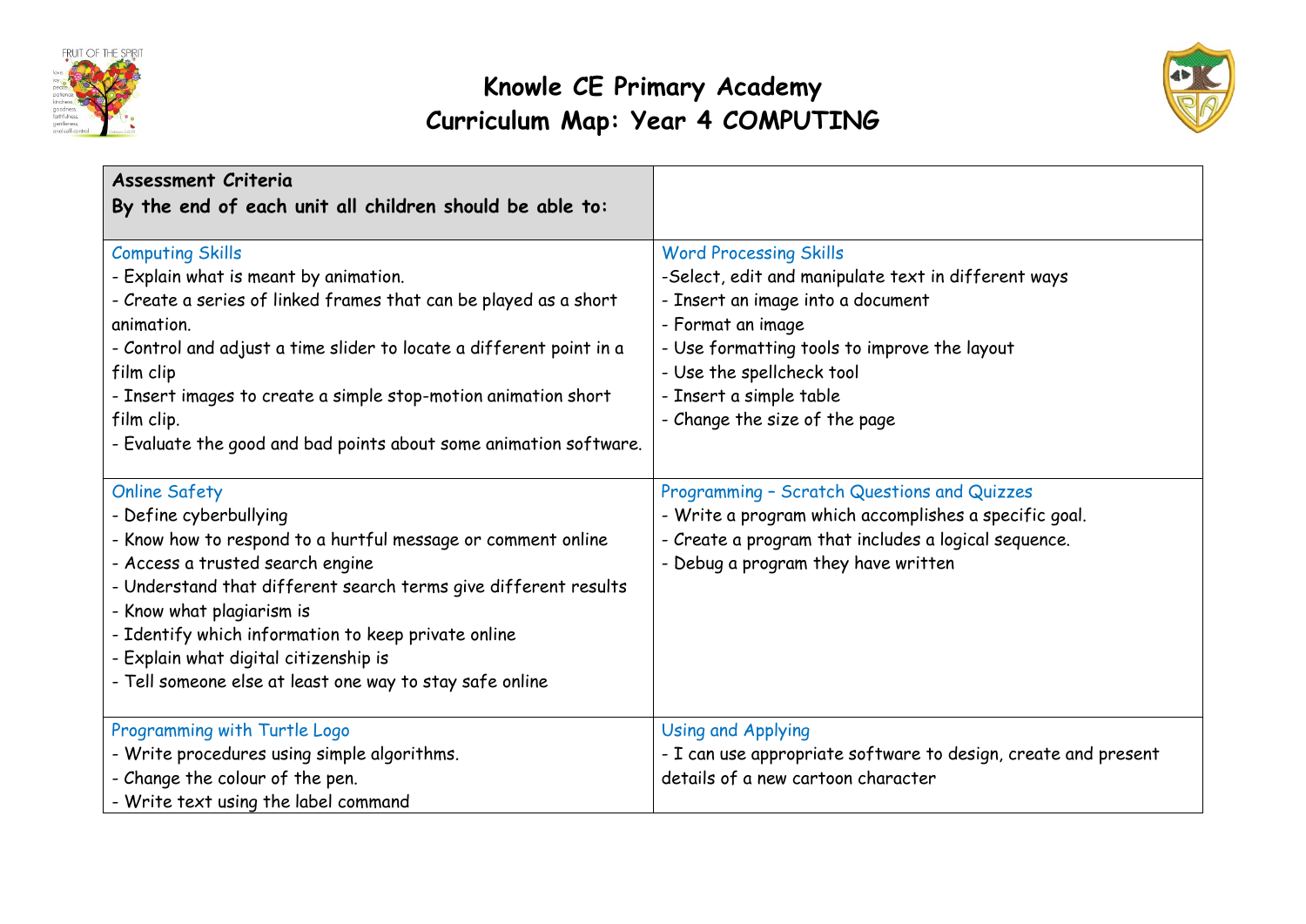# Knowle CE Primary Academy
## Curriculum Map: Year 4 COMPUTING

| **Assessment Criteria**<br>**By the end of each unit all children should be able to:** | |
|---|---|
| Computing Skills<br>- Explain what is meant by animation.<br>- Create a series of linked frames that can be played as a short animation.<br>- Control and adjust a time slider to locate a different point in a film clip<br>- Insert images to create a simple stop-motion animation short film clip.<br>- Evaluate the good and bad points about some animation software. | Word Processing Skills<br>-Select, edit and manipulate text in different ways<br>- Insert an image into a document<br>- Format an image<br>- Use formatting tools to improve the layout<br>- Use the spellcheck tool<br>- Insert a simple table<br>- Change the size of the page |
| Online Safety<br>- Define cyberbullying<br>- Know how to respond to a hurtful message or comment online<br>- Access a trusted search engine<br>- Understand that different search terms give different results<br>- Know what plagiarism is<br>- Identify which information to keep private online<br>- Explain what digital citizenship is<br>- Tell someone else at least one way to stay safe online | Programming – Scratch Questions and Quizzes<br>- Write a program which accomplishes a specific goal.<br>- Create a program that includes a logical sequence.<br>- Debug a program they have written |
| Programming with Turtle Logo<br>- Write procedures using simple algorithms.<br>- Change the colour of the pen.<br>- Write text using the label command | Using and Applying<br>- I can use appropriate software to design, create and present details of a new cartoon character |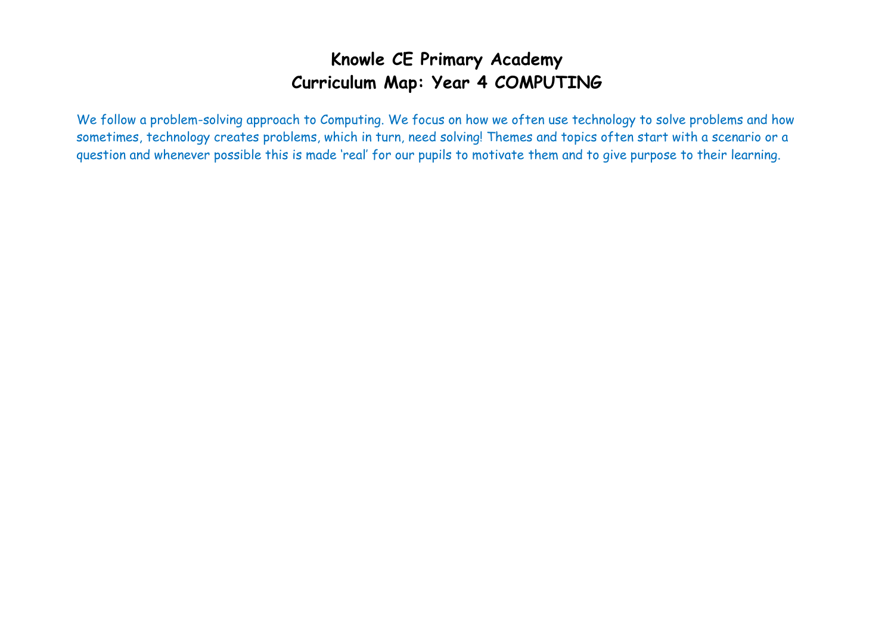# Knowle CE Primary Academy
# Curriculum Map: Year 4 COMPUTING

We follow a problem-solving approach to Computing. We focus on how we often use technology to solve problems and how sometimes, technology creates problems, which in turn, need solving! Themes and topics often start with a scenario or a question and whenever possible this is made 'real' for our pupils to motivate them and to give purpose to their learning.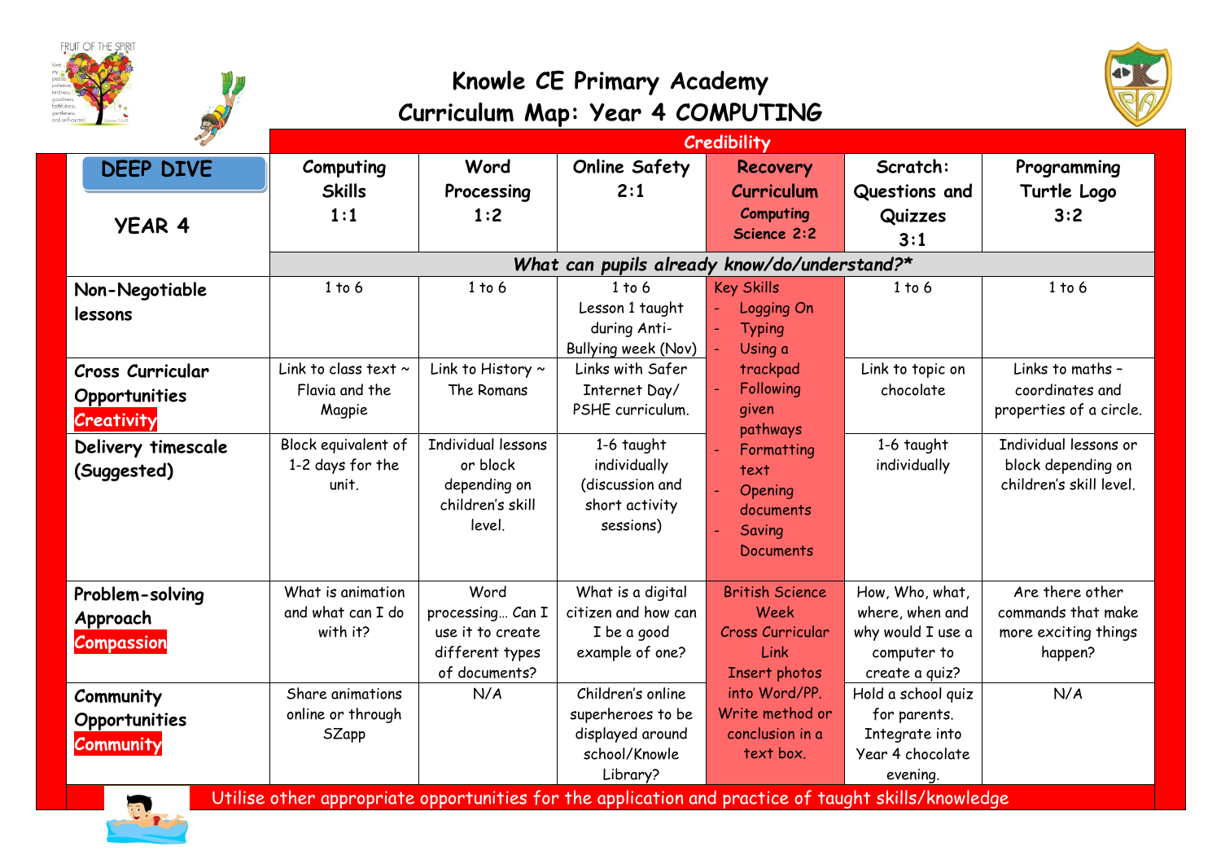# Knowle CE Primary Academy
## Curriculum Map: Year 4 COMPUTING

| **DEEP DIVE** YEAR 4 | Credibility | | | | | |
|---|---|---|---|---|---|---|
| | **Computing Skills 1:1** | **Word Processing 1:2** | **Online Safety 2:1** | **Recovery Curriculum Computing Science 2:2** | **Scratch: Questions and Quizzes 3:1** | **Programming Turtle Logo 3:2** |
| | *What can pupils already know/do/understand?** | | | | | |
| **Non-Negotiable lessons** | 1 to 6 | 1 to 6 | 1 to 6 Lesson 1 taught during Anti-Bullying week (Nov) | Key Skills - Logging On - Typing - Using a trackpad - Following given pathways - Formatting text - Opening documents - Saving Documents | 1 to 6 | 1 to 6 |
| **Cross Curricular Opportunities** Creativity | Link to class text ~ Flavia and the Magpie | Link to History ~ The Romans | Links with Safer Internet Day/ PSHE curriculum. | | Link to topic on chocolate | Links to maths – coordinates and properties of a circle. |
| **Delivery timescale (Suggested)** | Block equivalent of 1-2 days for the unit. | Individual lessons or block depending on children's skill level. | 1-6 taught individually (discussion and short activity sessions) | | 1-6 taught individually | Individual lessons or block depending on children's skill level. |
| **Problem-solving Approach** Compassion | What is animation and what can I do with it? | Word processing… Can I use it to create different types of documents? | What is a digital citizen and how can I be a good example of one? | British Science Week Cross Curricular Link Insert photos into Word/PP. Write method or conclusion in a text box. | How, Who, what, where, when and why would I use a computer to create a quiz? | Are there other commands that make more exciting things happen? |
| **Community Opportunities** Community | Share animations online or through SZapp | N/A | Children's online superheroes to be displayed around school/Knowle Library? | | Hold a school quiz for parents. Integrate into Year 4 chocolate evening. | N/A |

Utilise other appropriate opportunities for the application and practice of taught skills/knowledge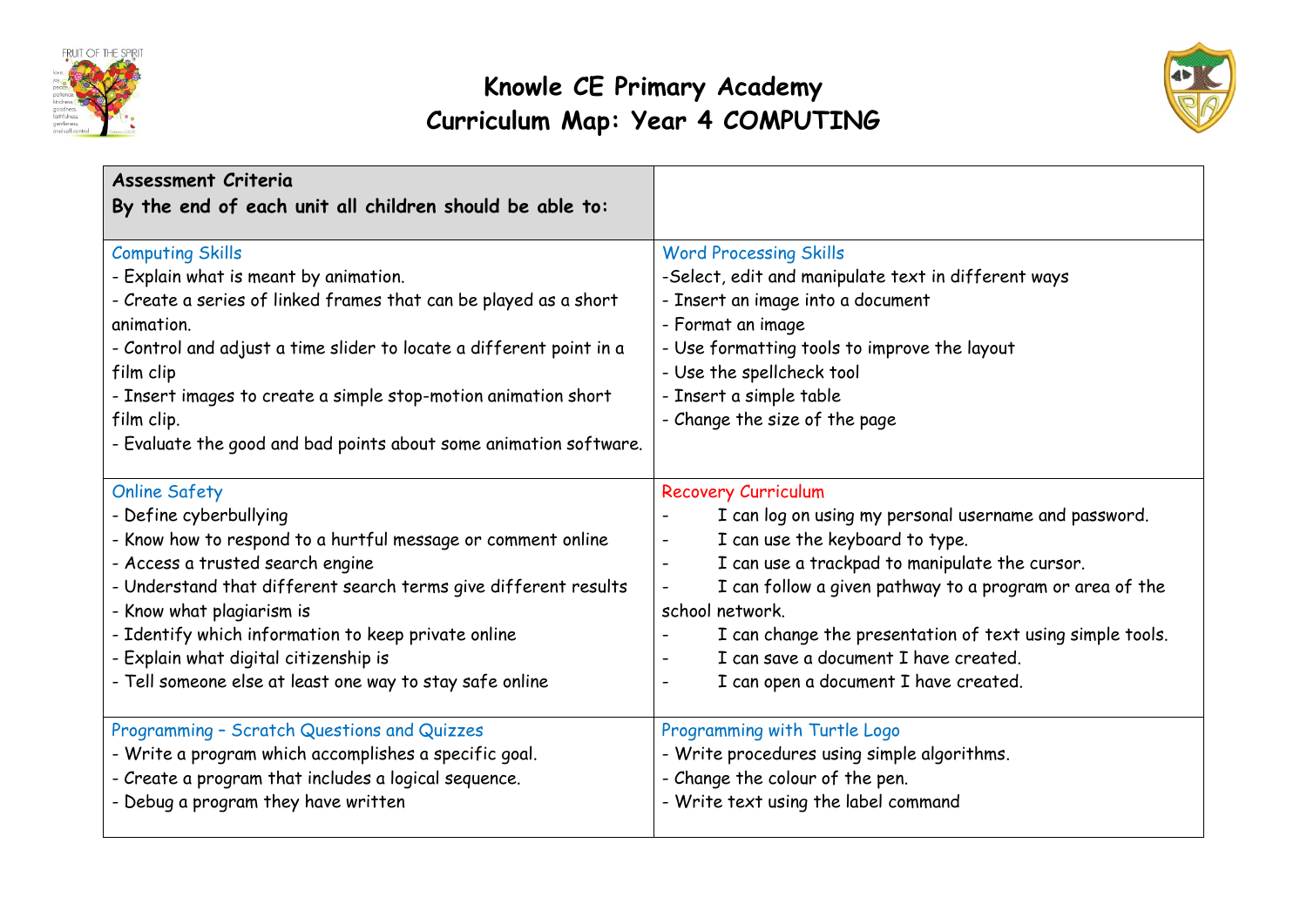# Knowle CE Primary Academy
## Curriculum Map: Year 4 COMPUTING

| **Assessment Criteria**<br>**By the end of each unit all children should be able to:** | |
|---|---|
| Computing Skills<br>- Explain what is meant by animation.<br>- Create a series of linked frames that can be played as a short animation.<br>- Control and adjust a time slider to locate a different point in a film clip<br>- Insert images to create a simple stop-motion animation short film clip.<br>- Evaluate the good and bad points about some animation software. | Word Processing Skills<br>-Select, edit and manipulate text in different ways<br>- Insert an image into a document<br>- Format an image<br>- Use formatting tools to improve the layout<br>- Use the spellcheck tool<br>- Insert a simple table<br>- Change the size of the page |
| Online Safety<br>- Define cyberbullying<br>- Know how to respond to a hurtful message or comment online<br>- Access a trusted search engine<br>- Understand that different search terms give different results<br>- Know what plagiarism is<br>- Identify which information to keep private online<br>- Explain what digital citizenship is<br>- Tell someone else at least one way to stay safe online | Recovery Curriculum<br>- I can log on using my personal username and password.<br>- I can use the keyboard to type.<br>- I can use a trackpad to manipulate the cursor.<br>- I can follow a given pathway to a program or area of the school network.<br>- I can change the presentation of text using simple tools.<br>- I can save a document I have created.<br>- I can open a document I have created. |
| Programming – Scratch Questions and Quizzes<br>- Write a program which accomplishes a specific goal.<br>- Create a program that includes a logical sequence.<br>- Debug a program they have written | Programming with Turtle Logo<br>- Write procedures using simple algorithms.<br>- Change the colour of the pen.<br>- Write text using the label command |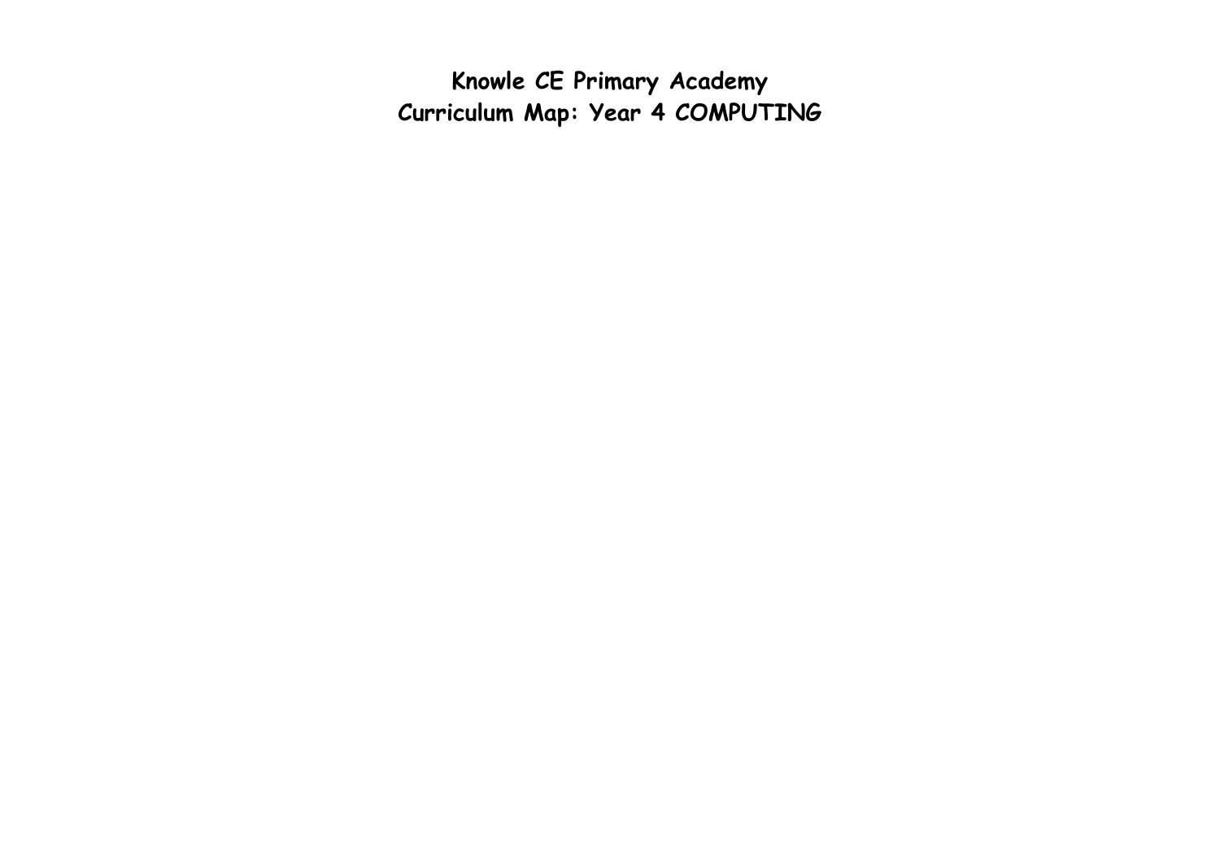# Knowle CE Primary Academy
# Curriculum Map: Year 4 COMPUTING